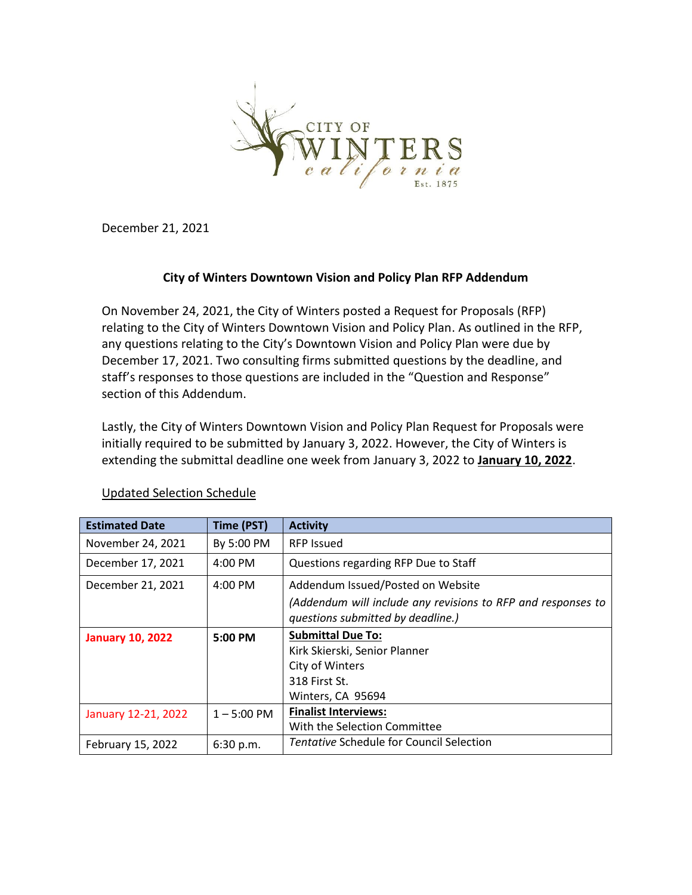December 21, 2021

**City of Winters Downtown Vision and Policy Plan RFP Addendum**

On November 24, 2021, the City of Winters posted a Request for Proposals (RFP) relating to the City of Winters Downtown Vision and Policy Plan. As outlined in the RFP, any questions relating to the City's Downtown Vision and Policy Plan were due by December 17, 2021. Two consulting firms submitted questions by the deadline, and staff's responses to those questions are included in the "Question and Response" section of this Addendum.

Lastly, the City of Winters Downtown Vision and Policy Plan Request for Proposals were initially required to be submitted by January 3, 2022. However, the City of Winters is extending the submittal deadline one week from January 3, 2022 to **January 10, 2022**.

Updated Selection Schedule

| Estimated Date | Time (PST) | Activity |
|---|---|---|
| November 24, 2021 | By 5:00 PM | RFP Issued |
| December 17, 2021 | 4:00 PM | Questions regarding RFP Due to Staff |
| December 21, 2021 | 4:00 PM | Addendum Issued/Posted on Website *(Addendum will include any revisions to RFP and responses to questions submitted by deadline.)* |
| **January 10, 2022** | **5:00 PM** | **Submittal Due To:** Kirk Skierski, Senior Planner City of Winters 318 First St. Winters, CA 95694 |
| January 12-21, 2022 | 1 – 5:00 PM | **Finalist Interviews:** With the Selection Committee |
| February 15, 2022 | 6:30 p.m. | *Tentative* Schedule for Council Selection |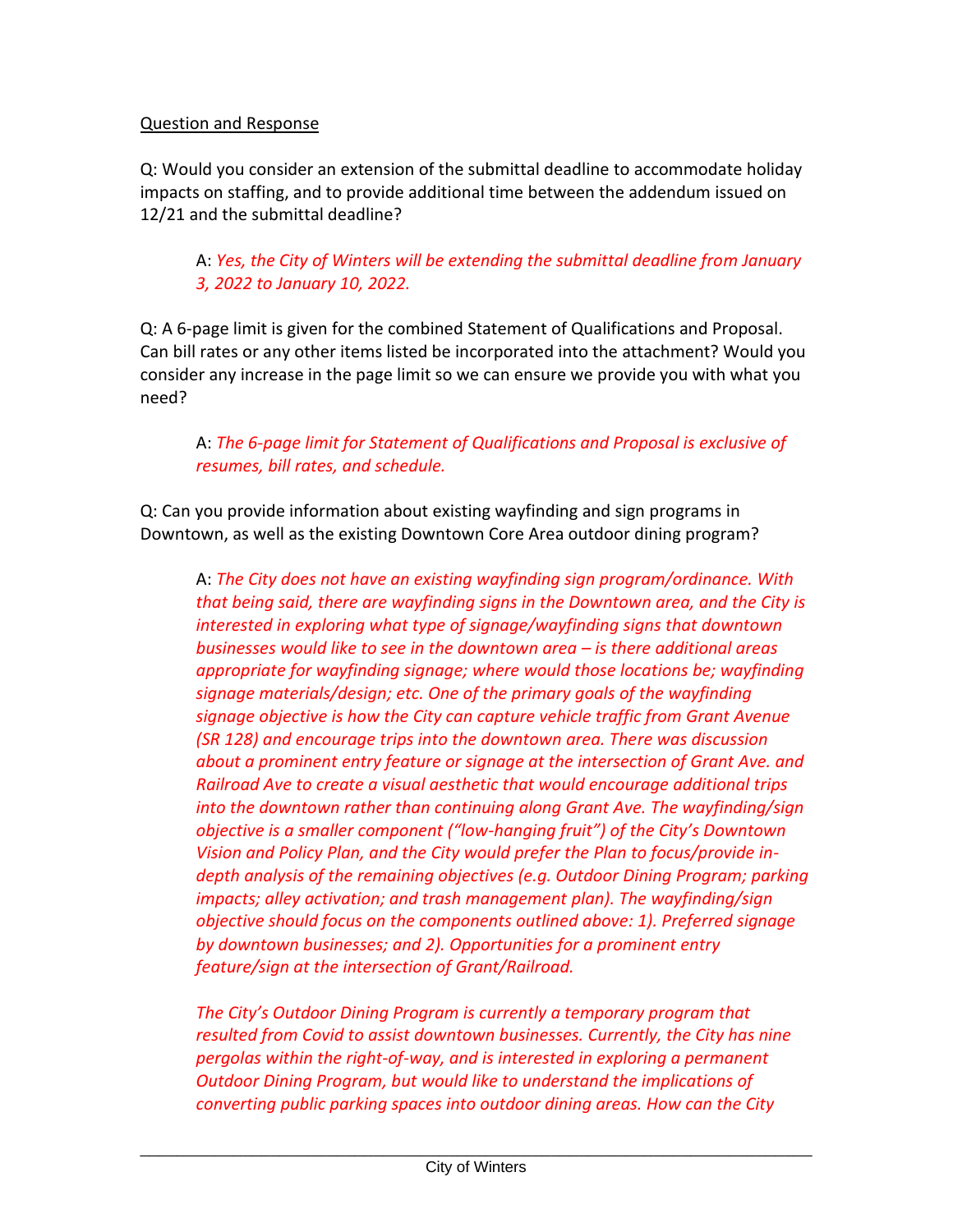Question and Response

Q: Would you consider an extension of the submittal deadline to accommodate holiday impacts on staffing, and to provide additional time between the addendum issued on 12/21 and the submittal deadline?

> A: *Yes, the City of Winters will be extending the submittal deadline from January 3, 2022 to January 10, 2022.*

Q: A 6-page limit is given for the combined Statement of Qualifications and Proposal. Can bill rates or any other items listed be incorporated into the attachment? Would you consider any increase in the page limit so we can ensure we provide you with what you need?

> A: *The 6-page limit for Statement of Qualifications and Proposal is exclusive of resumes, bill rates, and schedule.*

Q: Can you provide information about existing wayfinding and sign programs in Downtown, as well as the existing Downtown Core Area outdoor dining program?

> A: *The City does not have an existing wayfinding sign program/ordinance. With that being said, there are wayfinding signs in the Downtown area, and the City is interested in exploring what type of signage/wayfinding signs that downtown businesses would like to see in the downtown area – is there additional areas appropriate for wayfinding signage; where would those locations be; wayfinding signage materials/design; etc. One of the primary goals of the wayfinding signage objective is how the City can capture vehicle traffic from Grant Avenue (SR 128) and encourage trips into the downtown area. There was discussion about a prominent entry feature or signage at the intersection of Grant Ave. and Railroad Ave to create a visual aesthetic that would encourage additional trips into the downtown rather than continuing along Grant Ave. The wayfinding/sign objective is a smaller component ("low-hanging fruit") of the City's Downtown Vision and Policy Plan, and the City would prefer the Plan to focus/provide in-depth analysis of the remaining objectives (e.g. Outdoor Dining Program; parking impacts; alley activation; and trash management plan). The wayfinding/sign objective should focus on the components outlined above: 1). Preferred signage by downtown businesses; and 2). Opportunities for a prominent entry feature/sign at the intersection of Grant/Railroad.*
>
> *The City's Outdoor Dining Program is currently a temporary program that resulted from Covid to assist downtown businesses. Currently, the City has nine pergolas within the right-of-way, and is interested in exploring a permanent Outdoor Dining Program, but would like to understand the implications of converting public parking spaces into outdoor dining areas. How can the City*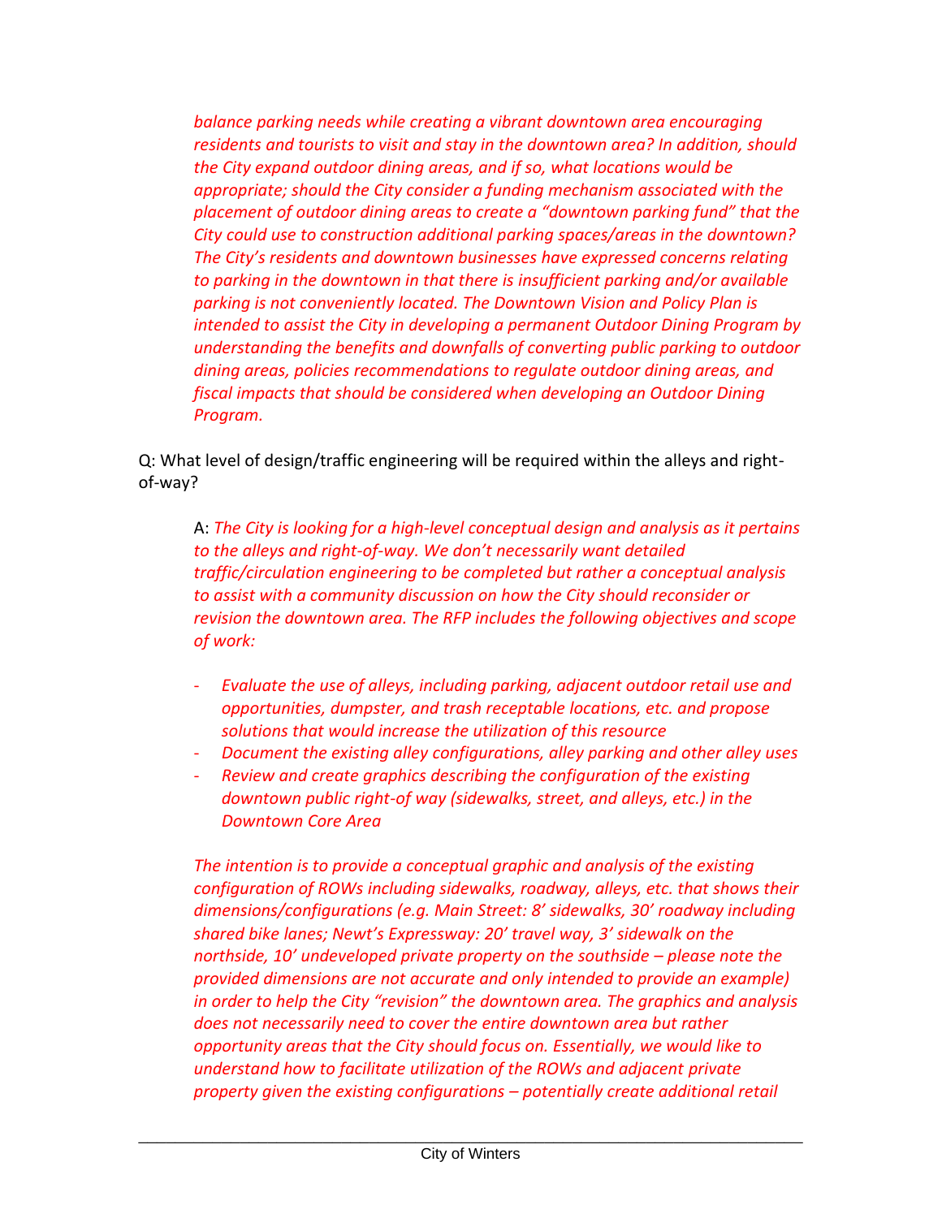*balance parking needs while creating a vibrant downtown area encouraging residents and tourists to visit and stay in the downtown area? In addition, should the City expand outdoor dining areas, and if so, what locations would be appropriate; should the City consider a funding mechanism associated with the placement of outdoor dining areas to create a "downtown parking fund" that the City could use to construction additional parking spaces/areas in the downtown? The City's residents and downtown businesses have expressed concerns relating to parking in the downtown in that there is insufficient parking and/or available parking is not conveniently located. The Downtown Vision and Policy Plan is intended to assist the City in developing a permanent Outdoor Dining Program by understanding the benefits and downfalls of converting public parking to outdoor dining areas, policies recommendations to regulate outdoor dining areas, and fiscal impacts that should be considered when developing an Outdoor Dining Program.*

Q: What level of design/traffic engineering will be required within the alleys and right-of-way?

A: *The City is looking for a high-level conceptual design and analysis as it pertains to the alleys and right-of-way. We don't necessarily want detailed traffic/circulation engineering to be completed but rather a conceptual analysis to assist with a community discussion on how the City should reconsider or revision the downtown area. The RFP includes the following objectives and scope of work:*

- *Evaluate the use of alleys, including parking, adjacent outdoor retail use and opportunities, dumpster, and trash receptable locations, etc. and propose solutions that would increase the utilization of this resource*
- *Document the existing alley configurations, alley parking and other alley uses*
- *Review and create graphics describing the configuration of the existing downtown public right-of way (sidewalks, street, and alleys, etc.) in the Downtown Core Area*

*The intention is to provide a conceptual graphic and analysis of the existing configuration of ROWs including sidewalks, roadway, alleys, etc. that shows their dimensions/configurations (e.g. Main Street: 8' sidewalks, 30' roadway including shared bike lanes; Newt's Expressway: 20' travel way, 3' sidewalk on the northside, 10' undeveloped private property on the southside – please note the provided dimensions are not accurate and only intended to provide an example) in order to help the City "revision" the downtown area. The graphics and analysis does not necessarily need to cover the entire downtown area but rather opportunity areas that the City should focus on. Essentially, we would like to understand how to facilitate utilization of the ROWs and adjacent private property given the existing configurations – potentially create additional retail*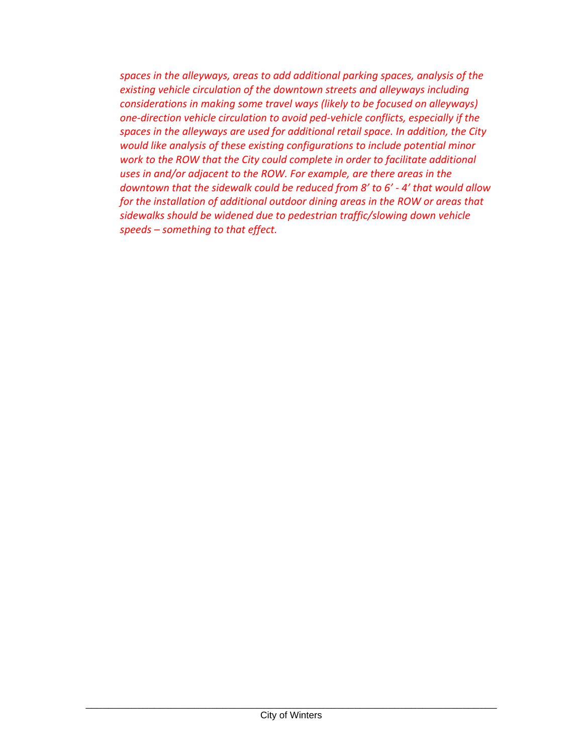*spaces in the alleyways, areas to add additional parking spaces, analysis of the existing vehicle circulation of the downtown streets and alleyways including considerations in making some travel ways (likely to be focused on alleyways) one-direction vehicle circulation to avoid ped-vehicle conflicts, especially if the spaces in the alleyways are used for additional retail space. In addition, the City would like analysis of these existing configurations to include potential minor work to the ROW that the City could complete in order to facilitate additional uses in and/or adjacent to the ROW. For example, are there areas in the downtown that the sidewalk could be reduced from 8' to 6' - 4' that would allow for the installation of additional outdoor dining areas in the ROW or areas that sidewalks should be widened due to pedestrian traffic/slowing down vehicle speeds – something to that effect.*